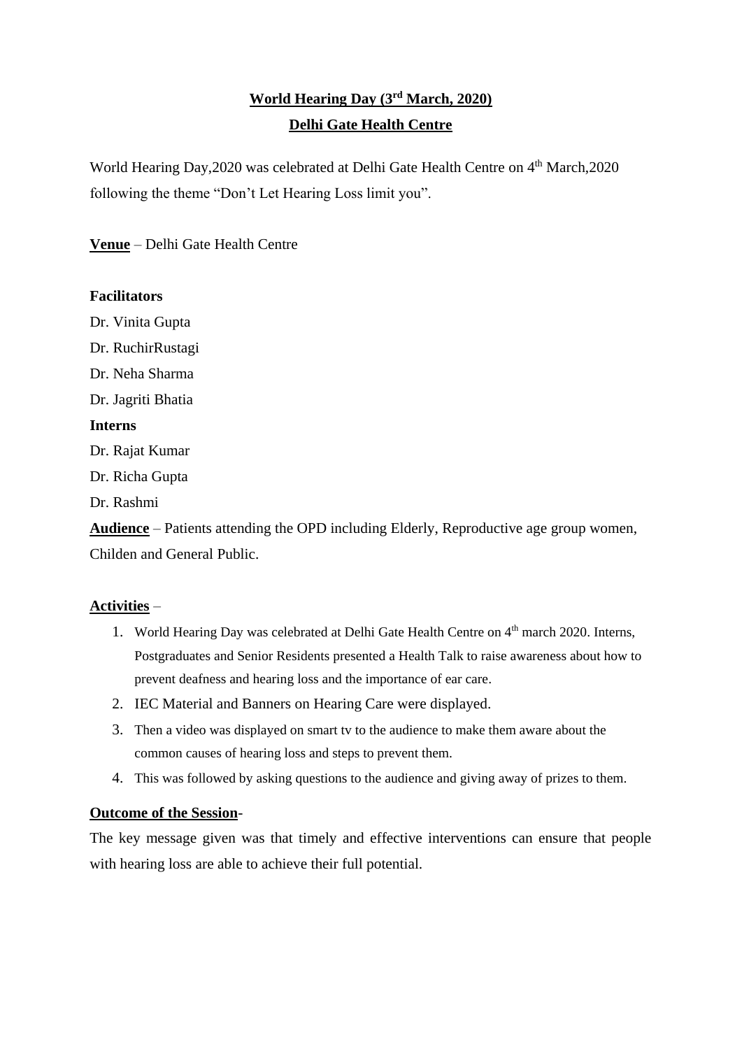# World Hearing Day (3rd March, 2020)

## Delhi Gate Health Centre

World Hearing Day,2020 was celebrated at Delhi Gate Health Centre on 4th March,2020 following the theme "Don't Let Hearing Loss limit you".

**Venue** – Delhi Gate Health Centre

**Facilitators**

Dr. Vinita Gupta

Dr. RuchirRustagi

Dr. Neha Sharma

Dr. Jagriti Bhatia

**Interns**

Dr. Rajat Kumar

Dr. Richa Gupta

Dr. Rashmi

**Audience** – Patients attending the OPD including Elderly, Reproductive age group women, Childen and General Public.

**Activities** –

1. World Hearing Day was celebrated at Delhi Gate Health Centre on 4th march 2020. Interns, Postgraduates and Senior Residents presented a Health Talk to raise awareness about how to prevent deafness and hearing loss and the importance of ear care.
2. IEC Material and Banners on Hearing Care were displayed.
3. Then a video was displayed on smart tv to the audience to make them aware about the common causes of hearing loss and steps to prevent them.
4. This was followed by asking questions to the audience and giving away of prizes to them.

**Outcome of the Session**-

The key message given was that timely and effective interventions can ensure that people with hearing loss are able to achieve their full potential.